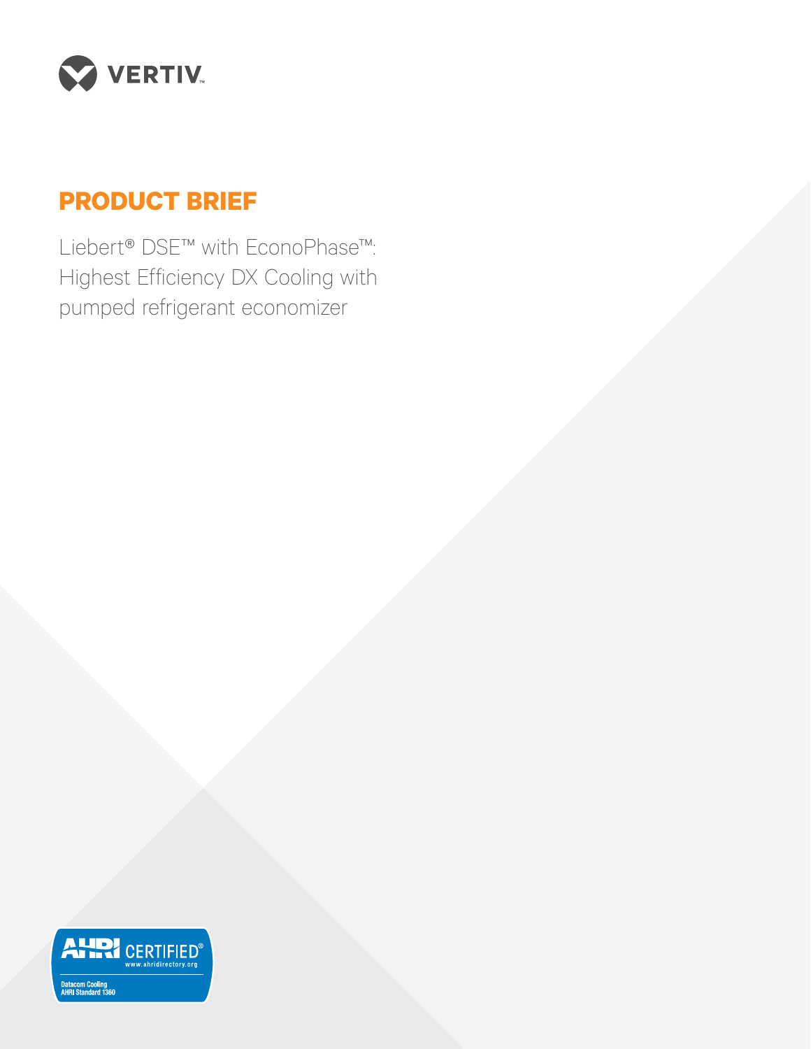VERTIV

# PRODUCT BRIEF

Liebert® DSE™ with EconoPhase™: Highest Efficiency DX Cooling with pumped refrigerant economizer

AHRI CERTIFIED®
www.ahridirectory.org
Datacom Cooling
AHRI Standard 1360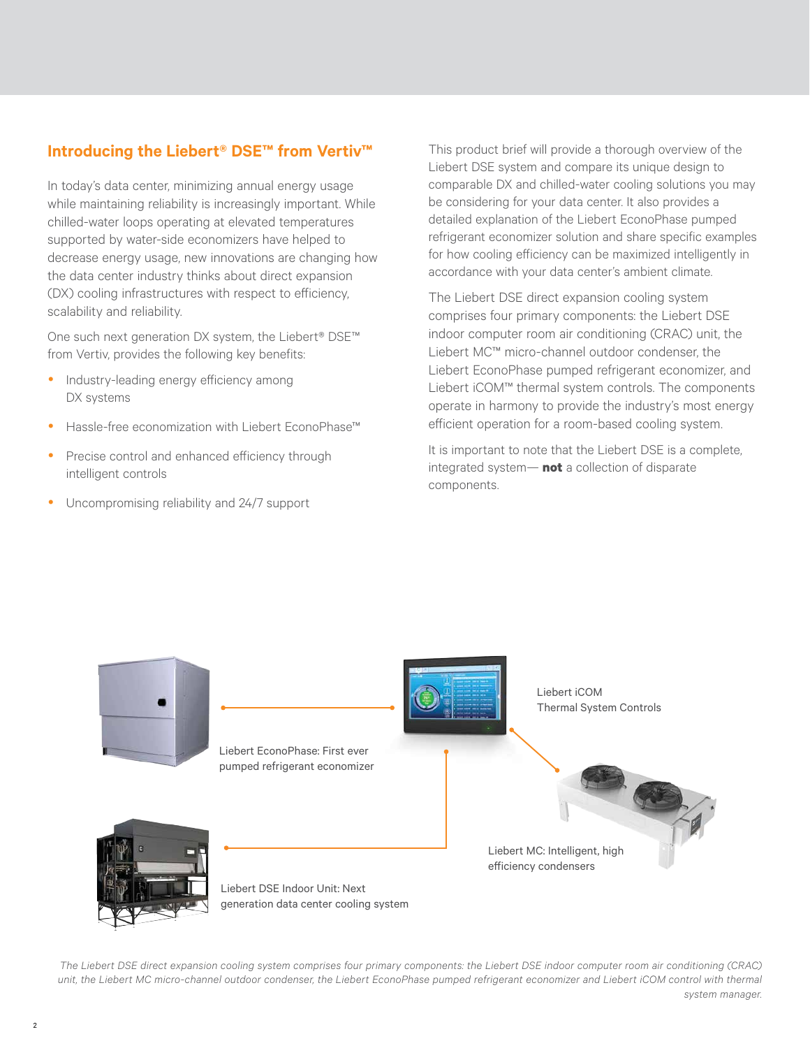## Introducing the Liebert® DSE™ from Vertiv™

In today's data center, minimizing annual energy usage while maintaining reliability is increasingly important. While chilled-water loops operating at elevated temperatures supported by water-side economizers have helped to decrease energy usage, new innovations are changing how the data center industry thinks about direct expansion (DX) cooling infrastructures with respect to efficiency, scalability and reliability.

One such next generation DX system, the Liebert® DSE™ from Vertiv, provides the following key benefits:

- Industry-leading energy efficiency among DX systems
- Hassle-free economization with Liebert EconoPhase™
- Precise control and enhanced efficiency through intelligent controls
- Uncompromising reliability and 24/7 support

This product brief will provide a thorough overview of the Liebert DSE system and compare its unique design to comparable DX and chilled-water cooling solutions you may be considering for your data center. It also provides a detailed explanation of the Liebert EconoPhase pumped refrigerant economizer solution and share specific examples for how cooling efficiency can be maximized intelligently in accordance with your data center's ambient climate.

The Liebert DSE direct expansion cooling system comprises four primary components: the Liebert DSE indoor computer room air conditioning (CRAC) unit, the Liebert MC™ micro-channel outdoor condenser, the Liebert EconoPhase pumped refrigerant economizer, and Liebert iCOM™ thermal system controls. The components operate in harmony to provide the industry's most energy efficient operation for a room-based cooling system.

It is important to note that the Liebert DSE is a complete, integrated system— **not** a collection of disparate components.

Liebert EconoPhase: First ever pumped refrigerant economizer

Liebert iCOM Thermal System Controls

Liebert DSE Indoor Unit: Next generation data center cooling system

Liebert MC: Intelligent, high efficiency condensers

*The Liebert DSE direct expansion cooling system comprises four primary components: the Liebert DSE indoor computer room air conditioning (CRAC) unit, the Liebert MC micro-channel outdoor condenser, the Liebert EconoPhase pumped refrigerant economizer and Liebert iCOM control with thermal system manager.*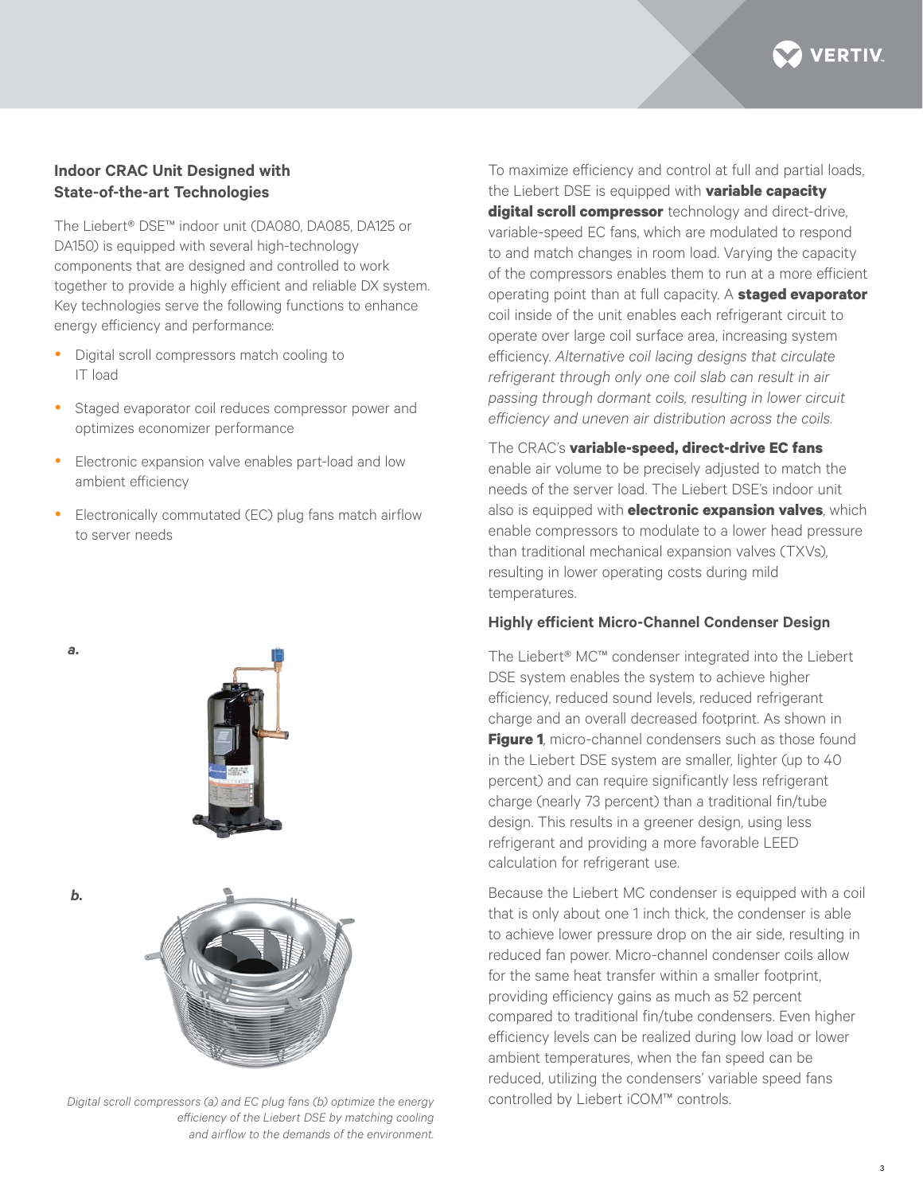## Indoor CRAC Unit Designed with State-of-the-art Technologies

The Liebert® DSE™ indoor unit (DA080, DA085, DA125 or DA150) is equipped with several high-technology components that are designed and controlled to work together to provide a highly efficient and reliable DX system. Key technologies serve the following functions to enhance energy efficiency and performance:

- Digital scroll compressors match cooling to IT load
- Staged evaporator coil reduces compressor power and optimizes economizer performance
- Electronic expansion valve enables part-load and low ambient efficiency
- Electronically commutated (EC) plug fans match airflow to server needs

*a.*

*b.*

*Digital scroll compressors (a) and EC plug fans (b) optimize the energy efficiency of the Liebert DSE by matching cooling and airflow to the demands of the environment.*

To maximize efficiency and control at full and partial loads, the Liebert DSE is equipped with **variable capacity digital scroll compressor** technology and direct-drive, variable-speed EC fans, which are modulated to respond to and match changes in room load. Varying the capacity of the compressors enables them to run at a more efficient operating point than at full capacity. A **staged evaporator** coil inside of the unit enables each refrigerant circuit to operate over large coil surface area, increasing system efficiency. *Alternative coil lacing designs that circulate refrigerant through only one coil slab can result in air passing through dormant coils, resulting in lower circuit efficiency and uneven air distribution across the coils.*

The CRAC's **variable-speed, direct-drive EC fans** enable air volume to be precisely adjusted to match the needs of the server load. The Liebert DSE's indoor unit also is equipped with **electronic expansion valves**, which enable compressors to modulate to a lower head pressure than traditional mechanical expansion valves (TXVs), resulting in lower operating costs during mild temperatures.

### Highly efficient Micro-Channel Condenser Design

The Liebert® MC™ condenser integrated into the Liebert DSE system enables the system to achieve higher efficiency, reduced sound levels, reduced refrigerant charge and an overall decreased footprint. As shown in **Figure 1**, micro-channel condensers such as those found in the Liebert DSE system are smaller, lighter (up to 40 percent) and can require significantly less refrigerant charge (nearly 73 percent) than a traditional fin/tube design. This results in a greener design, using less refrigerant and providing a more favorable LEED calculation for refrigerant use.

Because the Liebert MC condenser is equipped with a coil that is only about one 1 inch thick, the condenser is able to achieve lower pressure drop on the air side, resulting in reduced fan power. Micro-channel condenser coils allow for the same heat transfer within a smaller footprint, providing efficiency gains as much as 52 percent compared to traditional fin/tube condensers. Even higher efficiency levels can be realized during low load or lower ambient temperatures, when the fan speed can be reduced, utilizing the condensers' variable speed fans controlled by Liebert iCOM™ controls.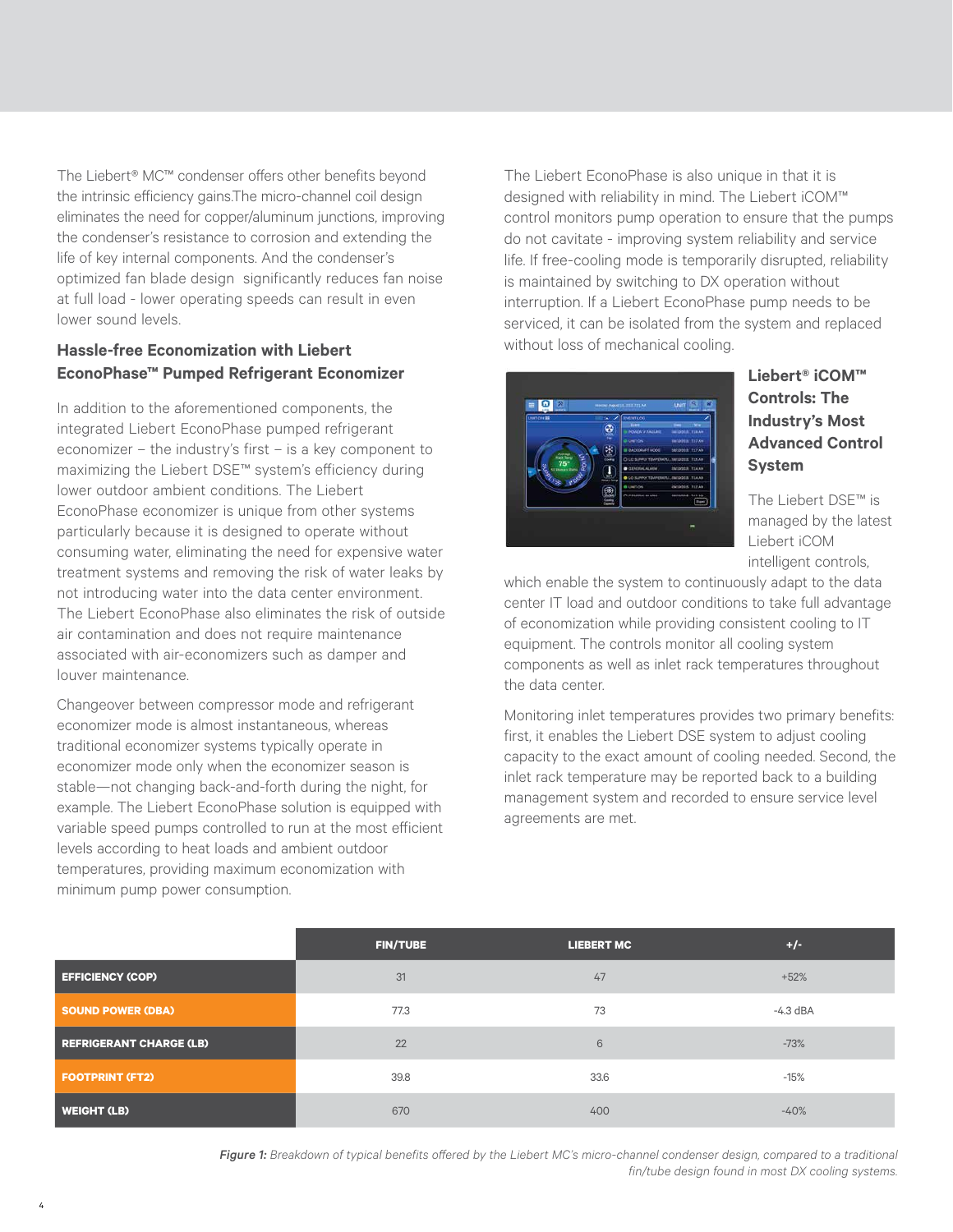The Liebert® MC™ condenser offers other benefits beyond the intrinsic efficiency gains.The micro-channel coil design eliminates the need for copper/aluminum junctions, improving the condenser's resistance to corrosion and extending the life of key internal components. And the condenser's optimized fan blade design significantly reduces fan noise at full load - lower operating speeds can result in even lower sound levels.

### Hassle-free Economization with Liebert EconoPhase™ Pumped Refrigerant Economizer

In addition to the aforementioned components, the integrated Liebert EconoPhase pumped refrigerant economizer – the industry's first – is a key component to maximizing the Liebert DSE™ system's efficiency during lower outdoor ambient conditions. The Liebert EconoPhase economizer is unique from other systems particularly because it is designed to operate without consuming water, eliminating the need for expensive water treatment systems and removing the risk of water leaks by not introducing water into the data center environment. The Liebert EconoPhase also eliminates the risk of outside air contamination and does not require maintenance associated with air-economizers such as damper and louver maintenance.

Changeover between compressor mode and refrigerant economizer mode is almost instantaneous, whereas traditional economizer systems typically operate in economizer mode only when the economizer season is stable—not changing back-and-forth during the night, for example. The Liebert EconoPhase solution is equipped with variable speed pumps controlled to run at the most efficient levels according to heat loads and ambient outdoor temperatures, providing maximum economization with minimum pump power consumption.

The Liebert EconoPhase is also unique in that it is designed with reliability in mind. The Liebert iCOM™ control monitors pump operation to ensure that the pumps do not cavitate - improving system reliability and service life. If free-cooling mode is temporarily disrupted, reliability is maintained by switching to DX operation without interruption. If a Liebert EconoPhase pump needs to be serviced, it can be isolated from the system and replaced without loss of mechanical cooling.

### Liebert® iCOM™ Controls: The Industry's Most Advanced Control System

The Liebert DSE™ is managed by the latest Liebert iCOM intelligent controls, which enable the system to continuously adapt to the data center IT load and outdoor conditions to take full advantage of economization while providing consistent cooling to IT equipment. The controls monitor all cooling system components as well as inlet rack temperatures throughout the data center.

Monitoring inlet temperatures provides two primary benefits: first, it enables the Liebert DSE system to adjust cooling capacity to the exact amount of cooling needed. Second, the inlet rack temperature may be reported back to a building management system and recorded to ensure service level agreements are met.

| | FIN/TUBE | LIEBERT MC | +/- |
|---|---|---|---|
| EFFICIENCY (COP) | 31 | 47 | +52% |
| SOUND POWER (DBA) | 77.3 | 73 | -4.3 dBA |
| REFRIGERANT CHARGE (LB) | 22 | 6 | -73% |
| FOOTPRINT (FT2) | 39.8 | 33.6 | -15% |
| WEIGHT (LB) | 670 | 400 | -40% |

***Figure 1:*** *Breakdown of typical benefits offered by the Liebert MC's micro-channel condenser design, compared to a traditional fin/tube design found in most DX cooling systems.*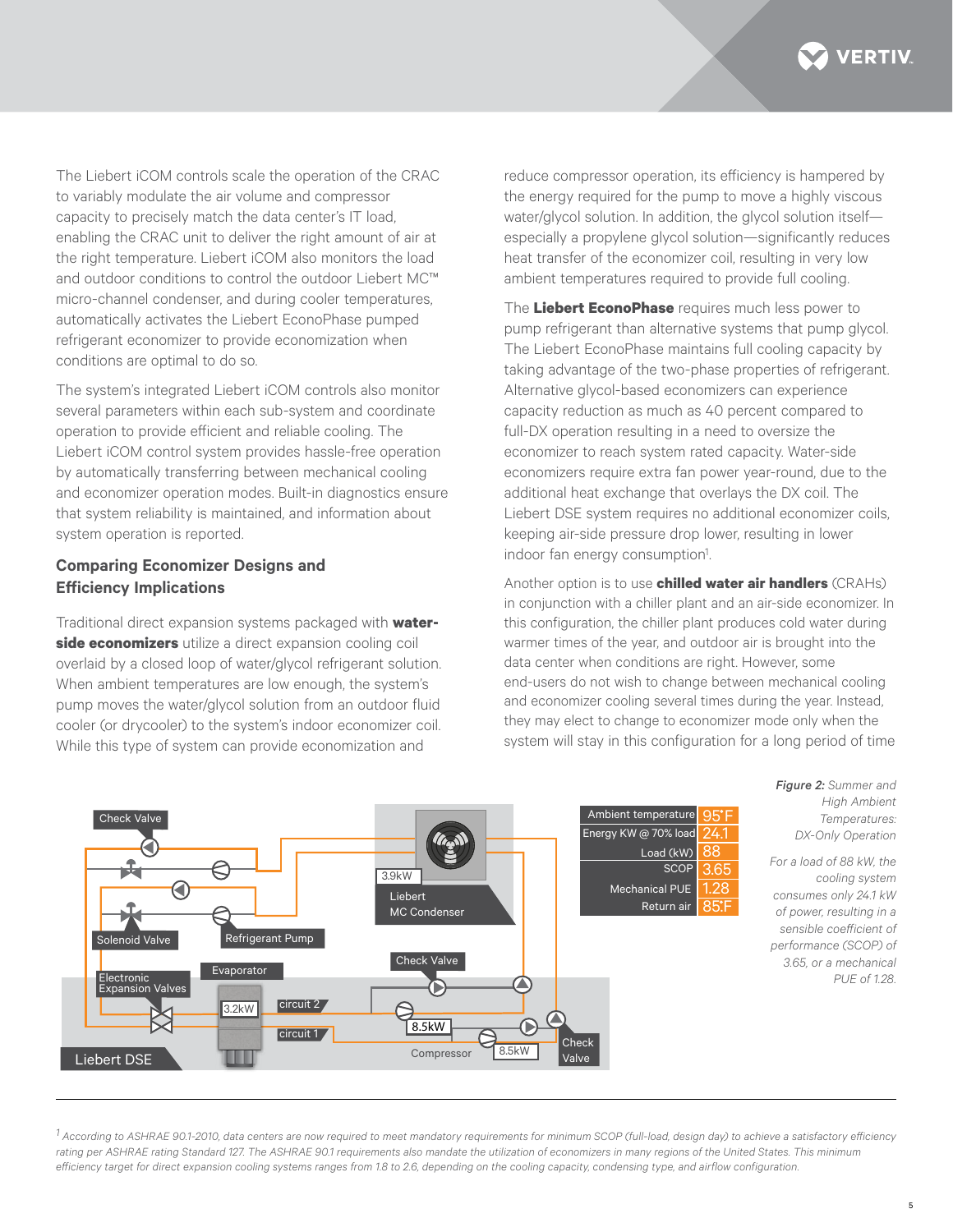The Liebert iCOM controls scale the operation of the CRAC to variably modulate the air volume and compressor capacity to precisely match the data center's IT load, enabling the CRAC unit to deliver the right amount of air at the right temperature. Liebert iCOM also monitors the load and outdoor conditions to control the outdoor Liebert MC™ micro-channel condenser, and during cooler temperatures, automatically activates the Liebert EconoPhase pumped refrigerant economizer to provide economization when conditions are optimal to do so.

The system's integrated Liebert iCOM controls also monitor several parameters within each sub-system and coordinate operation to provide efficient and reliable cooling. The Liebert iCOM control system provides hassle-free operation by automatically transferring between mechanical cooling and economizer operation modes. Built-in diagnostics ensure that system reliability is maintained, and information about system operation is reported.

## Comparing Economizer Designs and Efficiency Implications

Traditional direct expansion systems packaged with **water-side economizers** utilize a direct expansion cooling coil overlaid by a closed loop of water/glycol refrigerant solution. When ambient temperatures are low enough, the system's pump moves the water/glycol solution from an outdoor fluid cooler (or drycooler) to the system's indoor economizer coil. While this type of system can provide economization and reduce compressor operation, its efficiency is hampered by the energy required for the pump to move a highly viscous water/glycol solution. In addition, the glycol solution itself—especially a propylene glycol solution—significantly reduces heat transfer of the economizer coil, resulting in very low ambient temperatures required to provide full cooling.

The **Liebert EconoPhase** requires much less power to pump refrigerant than alternative systems that pump glycol. The Liebert EconoPhase maintains full cooling capacity by taking advantage of the two-phase properties of refrigerant. Alternative glycol-based economizers can experience capacity reduction as much as 40 percent compared to full-DX operation resulting in a need to oversize the economizer to reach system rated capacity. Water-side economizers require extra fan power year-round, due to the additional heat exchange that overlays the DX coil. The Liebert DSE system requires no additional economizer coils, keeping air-side pressure drop lower, resulting in lower indoor fan energy consumption[1].

Another option is to use **chilled water air handlers** (CRAHs) in conjunction with a chiller plant and an air-side economizer. In this configuration, the chiller plant produces cold water during warmer times of the year, and outdoor air is brought into the data center when conditions are right. However, some end-users do not wish to change between mechanical cooling and economizer cooling several times during the year. Instead, they may elect to change to economizer mode only when the system will stay in this configuration for a long period of time

| | |
|---|---|
| Ambient temperature | 95˚F |
| Energy KW @ 70% load | 24.1 |
| Load (kW) | 88 |
| SCOP | 3.65 |
| Mechanical PUE | 1.28 |
| Return air | 85˚F |

Check Valve; Solenoid Valve; Refrigerant Pump; Electronic Expansion Valves; Evaporator; 3.2kW; circuit 2; circuit 1; 3.9kW; Liebert MC Condenser; Check Valve; 8.5kW; Compressor; 8.5kW; Check Valve; Liebert DSE

***Figure 2:*** *Summer and High Ambient Temperatures: DX-Only Operation*

*For a load of 88 kW, the cooling system consumes only 24.1 kW of power, resulting in a sensible coefficient of performance (SCOP) of 3.65, or a mechanical PUE of 1.28.*

---

[1] *According to ASHRAE 90.1-2010, data centers are now required to meet mandatory requirements for minimum SCOP (full-load, design day) to achieve a satisfactory efficiency rating per ASHRAE rating Standard 127. The ASHRAE 90.1 requirements also mandate the utilization of economizers in many regions of the United States. This minimum efficiency target for direct expansion cooling systems ranges from 1.8 to 2.6, depending on the cooling capacity, condensing type, and airflow configuration.*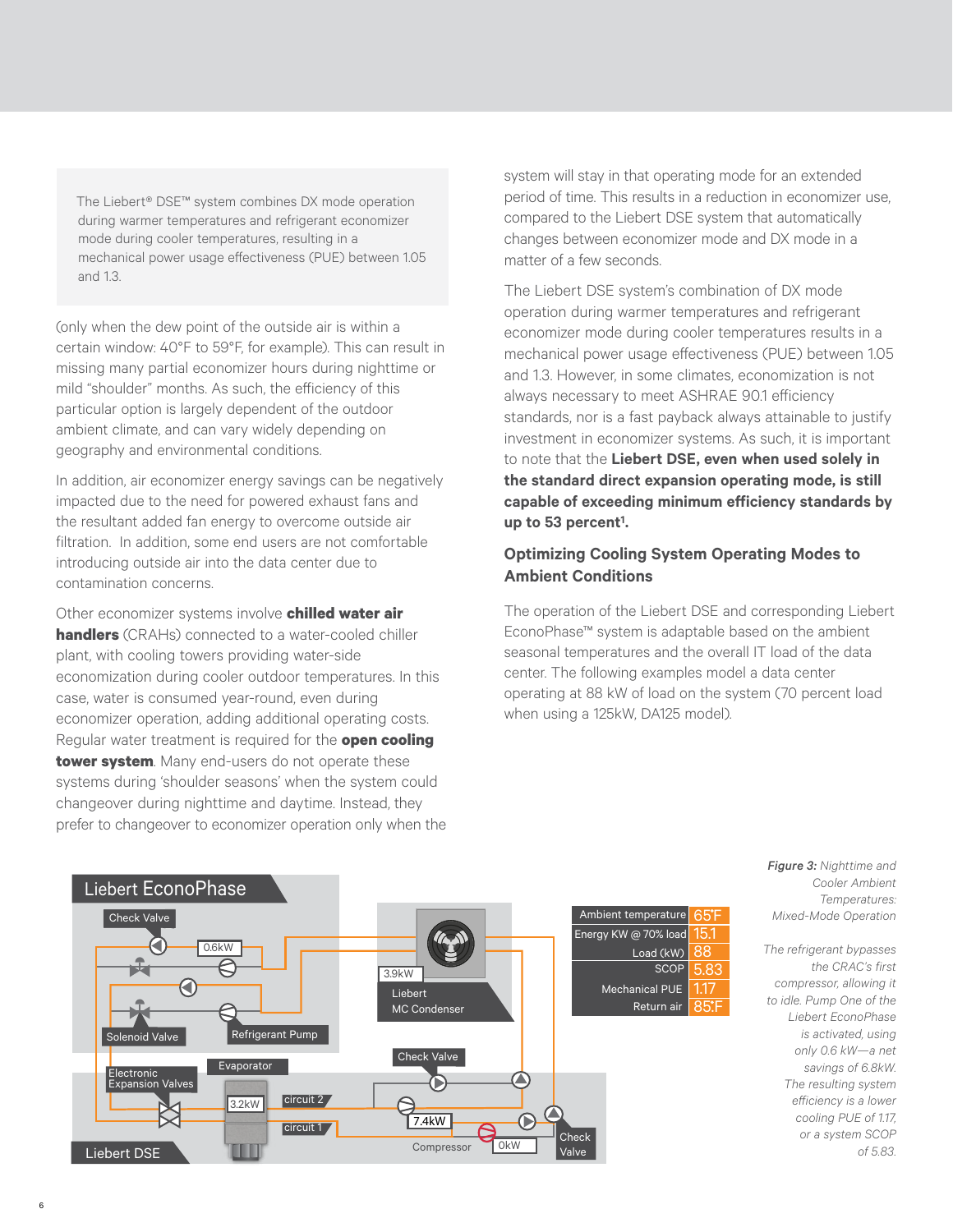> The Liebert® DSE™ system combines DX mode operation during warmer temperatures and refrigerant economizer mode during cooler temperatures, resulting in a mechanical power usage effectiveness (PUE) between 1.05 and 1.3.

(only when the dew point of the outside air is within a certain window: 40°F to 59°F, for example). This can result in missing many partial economizer hours during nighttime or mild "shoulder" months. As such, the efficiency of this particular option is largely dependent of the outdoor ambient climate, and can vary widely depending on geography and environmental conditions.

In addition, air economizer energy savings can be negatively impacted due to the need for powered exhaust fans and the resultant added fan energy to overcome outside air filtration. In addition, some end users are not comfortable introducing outside air into the data center due to contamination concerns.

Other economizer systems involve **chilled water air handlers** (CRAHs) connected to a water-cooled chiller plant, with cooling towers providing water-side economization during cooler outdoor temperatures. In this case, water is consumed year-round, even during economizer operation, adding additional operating costs. Regular water treatment is required for the **open cooling tower system**. Many end-users do not operate these systems during 'shoulder seasons' when the system could changeover during nighttime and daytime. Instead, they prefer to changeover to economizer operation only when the system will stay in that operating mode for an extended period of time. This results in a reduction in economizer use, compared to the Liebert DSE system that automatically changes between economizer mode and DX mode in a matter of a few seconds.

The Liebert DSE system's combination of DX mode operation during warmer temperatures and refrigerant economizer mode during cooler temperatures results in a mechanical power usage effectiveness (PUE) between 1.05 and 1.3. However, in some climates, economization is not always necessary to meet ASHRAE 90.1 efficiency standards, nor is a fast payback always attainable to justify investment in economizer systems. As such, it is important to note that the **Liebert DSE, even when used solely in the standard direct expansion operating mode, is still capable of exceeding minimum efficiency standards by up to 53 percent[1].**

### Optimizing Cooling System Operating Modes to Ambient Conditions

The operation of the Liebert DSE and corresponding Liebert EconoPhase™ system is adaptable based on the ambient seasonal temperatures and the overall IT load of the data center. The following examples model a data center operating at 88 kW of load on the system (70 percent load when using a 125kW, DA125 model).

| | |
|---|---|
| Ambient temperature | 65°F |
| Energy KW @ 70% load | 15.1 |
| Load (kW) | 88 |
| SCOP | 5.83 |
| Mechanical PUE | 1.17 |
| Return air | 85°F |

***Figure 3:** Nighttime and Cooler Ambient Temperatures: Mixed-Mode Operation*

*The refrigerant bypasses the CRAC's first compressor, allowing it to idle. Pump One of the Liebert EconoPhase is activated, using only 0.6 kW—a net savings of 6.8kW. The resulting system efficiency is a lower cooling PUE of 1.17, or a system SCOP of 5.83.*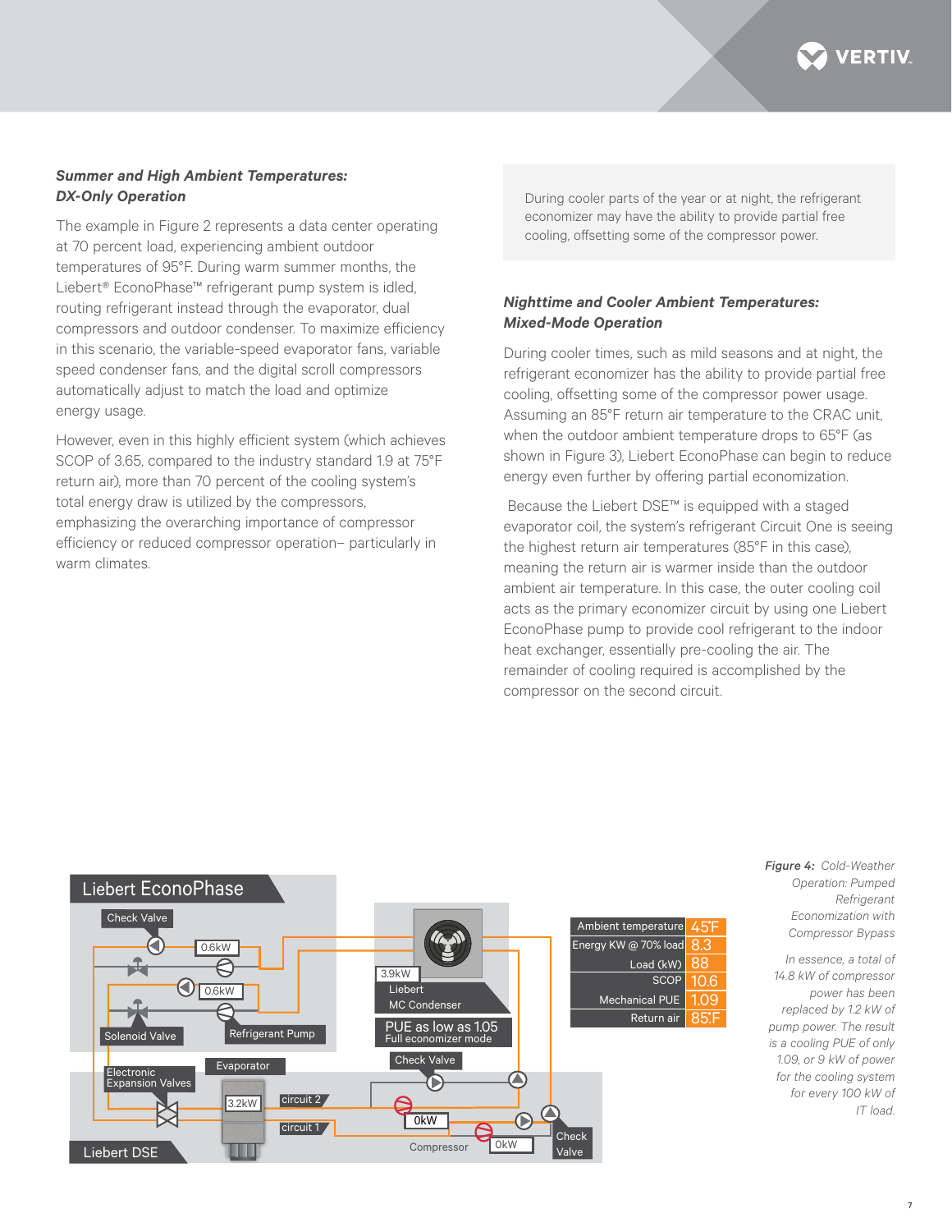### *Summer and High Ambient Temperatures: DX-Only Operation*

The example in Figure 2 represents a data center operating at 70 percent load, experiencing ambient outdoor temperatures of 95°F. During warm summer months, the Liebert® EconoPhase™ refrigerant pump system is idled, routing refrigerant instead through the evaporator, dual compressors and outdoor condenser. To maximize efficiency in this scenario, the variable-speed evaporator fans, variable speed condenser fans, and the digital scroll compressors automatically adjust to match the load and optimize energy usage.

However, even in this highly efficient system (which achieves SCOP of 3.65, compared to the industry standard 1.9 at 75°F return air), more than 70 percent of the cooling system's total energy draw is utilized by the compressors, emphasizing the overarching importance of compressor efficiency or reduced compressor operation– particularly in warm climates.

During cooler parts of the year or at night, the refrigerant economizer may have the ability to provide partial free cooling, offsetting some of the compressor power.

### *Nighttime and Cooler Ambient Temperatures: Mixed-Mode Operation*

During cooler times, such as mild seasons and at night, the refrigerant economizer has the ability to provide partial free cooling, offsetting some of the compressor power usage. Assuming an 85°F return air temperature to the CRAC unit, when the outdoor ambient temperature drops to 65°F (as shown in Figure 3), Liebert EconoPhase can begin to reduce energy even further by offering partial economization.

Because the Liebert DSE™ is equipped with a staged evaporator coil, the system's refrigerant Circuit One is seeing the highest return air temperatures (85°F in this case), meaning the return air is warmer inside than the outdoor ambient air temperature. In this case, the outer cooling coil acts as the primary economizer circuit by using one Liebert EconoPhase pump to provide cool refrigerant to the indoor heat exchanger, essentially pre-cooling the air. The remainder of cooling required is accomplished by the compressor on the second circuit.

| Ambient temperature | 45°F |
|---|---|
| Energy KW @ 70% load | 8.3 |
| Load (kW) | 88 |
| SCOP | 10.6 |
| Mechanical PUE | 1.09 |
| Return air | 85°F |

Liebert EconoPhase: Check Valve, 0.6kW, 0.6kW, Solenoid Valve, Refrigerant Pump. 3.9kW Liebert MC Condenser. PUE as low as 1.05 Full economizer mode. Check Valve. Liebert DSE: Electronic Expansion Valves, Evaporator, 3.2kW, circuit 2, circuit 1, 0kW, Compressor, 0kW, Check Valve.

*Figure 4:* *Cold-Weather Operation: Pumped Refrigerant Economization with Compressor Bypass*

*In essence, a total of 14.8 kW of compressor power has been replaced by 1.2 kW of pump power. The result is a cooling PUE of only 1.09, or 9 kW of power for the cooling system for every 100 kW of IT load.*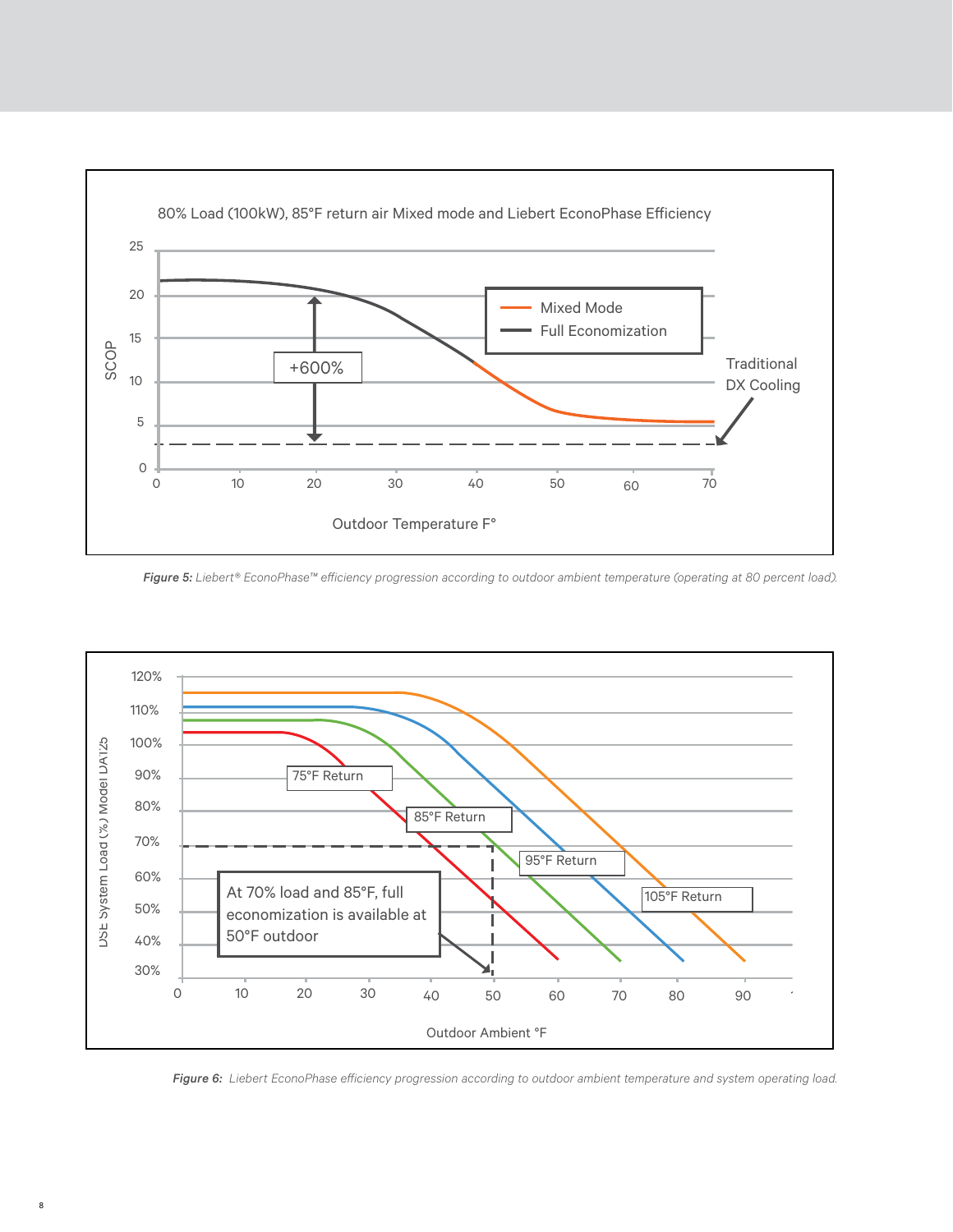***Figure 5:*** *Liebert® EconoPhase™ efficiency progression according to outdoor ambient temperature (operating at 80 percent load).*

***Figure 6:*** *Liebert EconoPhase efficiency progression according to outdoor ambient temperature and system operating load.*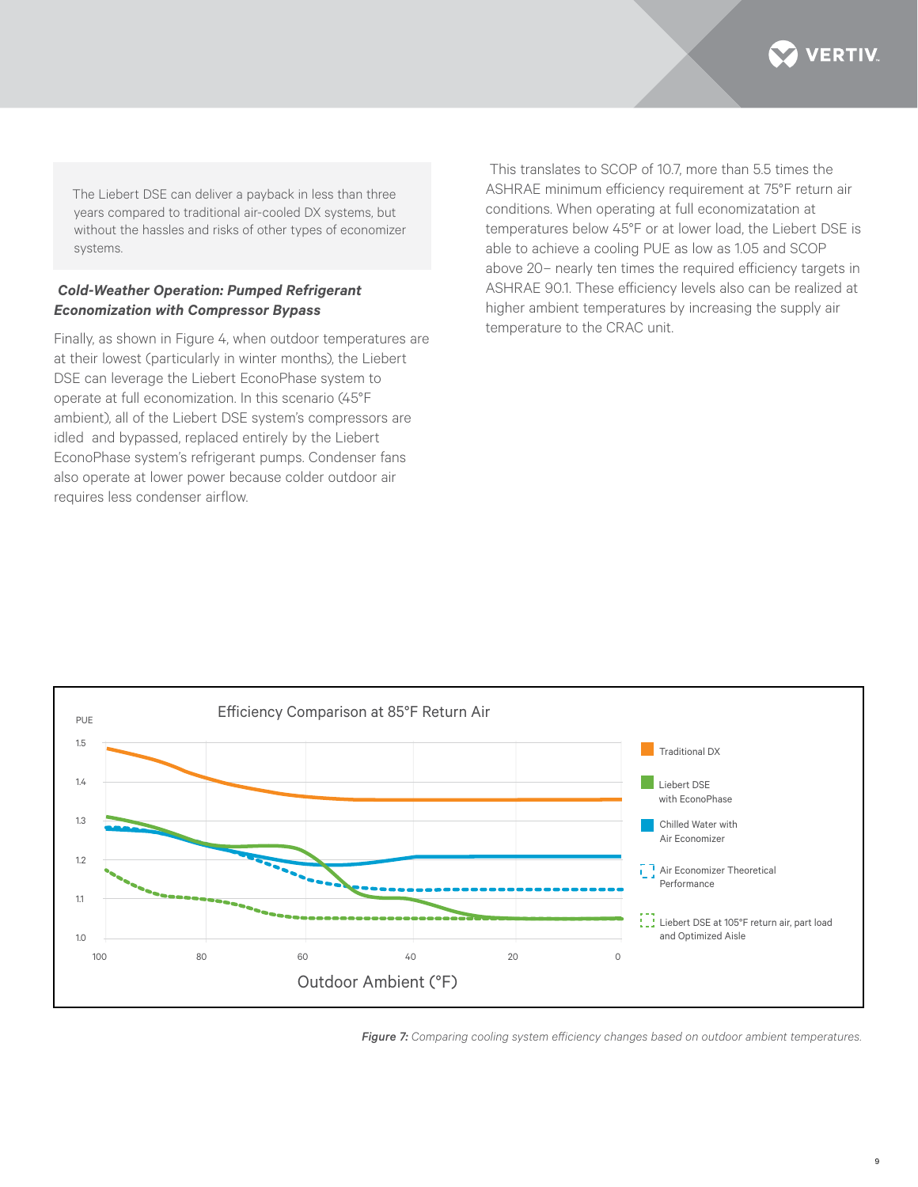The Liebert DSE can deliver a payback in less than three years compared to traditional air-cooled DX systems, but without the hassles and risks of other types of economizer systems.

### *Cold-Weather Operation: Pumped Refrigerant Economization with Compressor Bypass*

Finally, as shown in Figure 4, when outdoor temperatures are at their lowest (particularly in winter months), the Liebert DSE can leverage the Liebert EconoPhase system to operate at full economization. In this scenario (45°F ambient), all of the Liebert DSE system's compressors are idled and bypassed, replaced entirely by the Liebert EconoPhase system's refrigerant pumps. Condenser fans also operate at lower power because colder outdoor air requires less condenser airflow.

This translates to SCOP of 10.7, more than 5.5 times the ASHRAE minimum efficiency requirement at 75°F return air conditions. When operating at full economizatation at temperatures below 45°F or at lower load, the Liebert DSE is able to achieve a cooling PUE as low as 1.05 and SCOP above 20– nearly ten times the required efficiency targets in ASHRAE 90.1. These efficiency levels also can be realized at higher ambient temperatures by increasing the supply air temperature to the CRAC unit.

***Figure 7:*** *Comparing cooling system efficiency changes based on outdoor ambient temperatures.*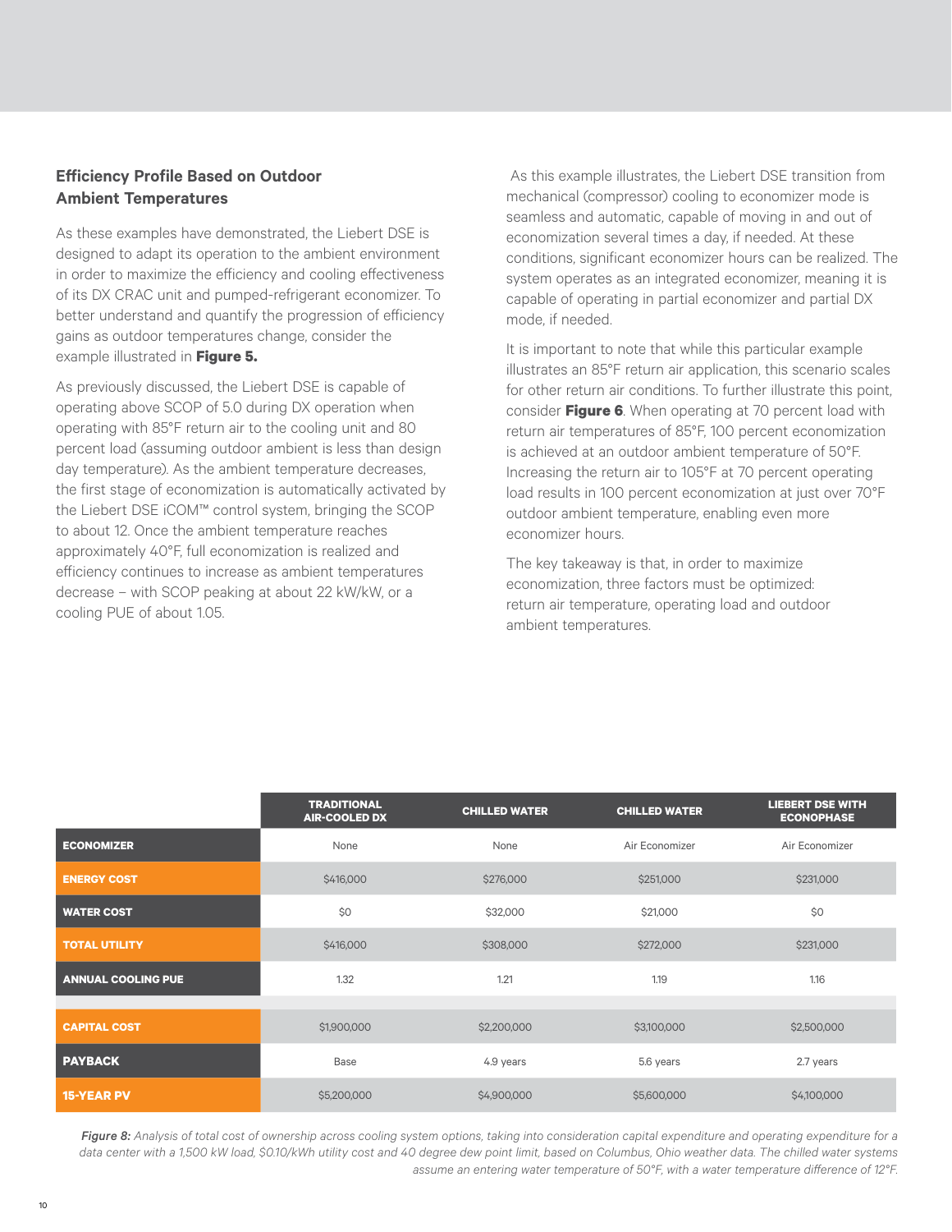### Efficiency Profile Based on Outdoor Ambient Temperatures

As these examples have demonstrated, the Liebert DSE is designed to adapt its operation to the ambient environment in order to maximize the efficiency and cooling effectiveness of its DX CRAC unit and pumped-refrigerant economizer. To better understand and quantify the progression of efficiency gains as outdoor temperatures change, consider the example illustrated in **Figure 5.**

As previously discussed, the Liebert DSE is capable of operating above SCOP of 5.0 during DX operation when operating with 85°F return air to the cooling unit and 80 percent load (assuming outdoor ambient is less than design day temperature). As the ambient temperature decreases, the first stage of economization is automatically activated by the Liebert DSE iCOM™ control system, bringing the SCOP to about 12. Once the ambient temperature reaches approximately 40°F, full economization is realized and efficiency continues to increase as ambient temperatures decrease – with SCOP peaking at about 22 kW/kW, or a cooling PUE of about 1.05.

As this example illustrates, the Liebert DSE transition from mechanical (compressor) cooling to economizer mode is seamless and automatic, capable of moving in and out of economization several times a day, if needed. At these conditions, significant economizer hours can be realized. The system operates as an integrated economizer, meaning it is capable of operating in partial economizer and partial DX mode, if needed.

It is important to note that while this particular example illustrates an 85°F return air application, this scenario scales for other return air conditions. To further illustrate this point, consider **Figure 6**. When operating at 70 percent load with return air temperatures of 85°F, 100 percent economization is achieved at an outdoor ambient temperature of 50°F. Increasing the return air to 105°F at 70 percent operating load results in 100 percent economization at just over 70°F outdoor ambient temperature, enabling even more economizer hours.

The key takeaway is that, in order to maximize economization, three factors must be optimized: return air temperature, operating load and outdoor ambient temperatures.

| | TRADITIONAL AIR-COOLED DX | CHILLED WATER | CHILLED WATER | LIEBERT DSE WITH ECONOPHASE |
|---|---|---|---|---|
| **ECONOMIZER** | None | None | Air Economizer | Air Economizer |
| **ENERGY COST** | $416,000 | $276,000 | $251,000 | $231,000 |
| **WATER COST** | $0 | $32,000 | $21,000 | $0 |
| **TOTAL UTILITY** | $416,000 | $308,000 | $272,000 | $231,000 |
| **ANNUAL COOLING PUE** | 1.32 | 1.21 | 1.19 | 1.16 |
| | | | | |
| **CAPITAL COST** | $1,900,000 | $2,200,000 | $3,100,000 | $2,500,000 |
| **PAYBACK** | Base | 4.9 years | 5.6 years | 2.7 years |
| **15-YEAR PV** | $5,200,000 | $4,900,000 | $5,600,000 | $4,100,000 |

***Figure 8:*** *Analysis of total cost of ownership across cooling system options, taking into consideration capital expenditure and operating expenditure for a data center with a 1,500 kW load, $0.10/kWh utility cost and 40 degree dew point limit, based on Columbus, Ohio weather data. The chilled water systems assume an entering water temperature of 50°F, with a water temperature difference of 12°F.*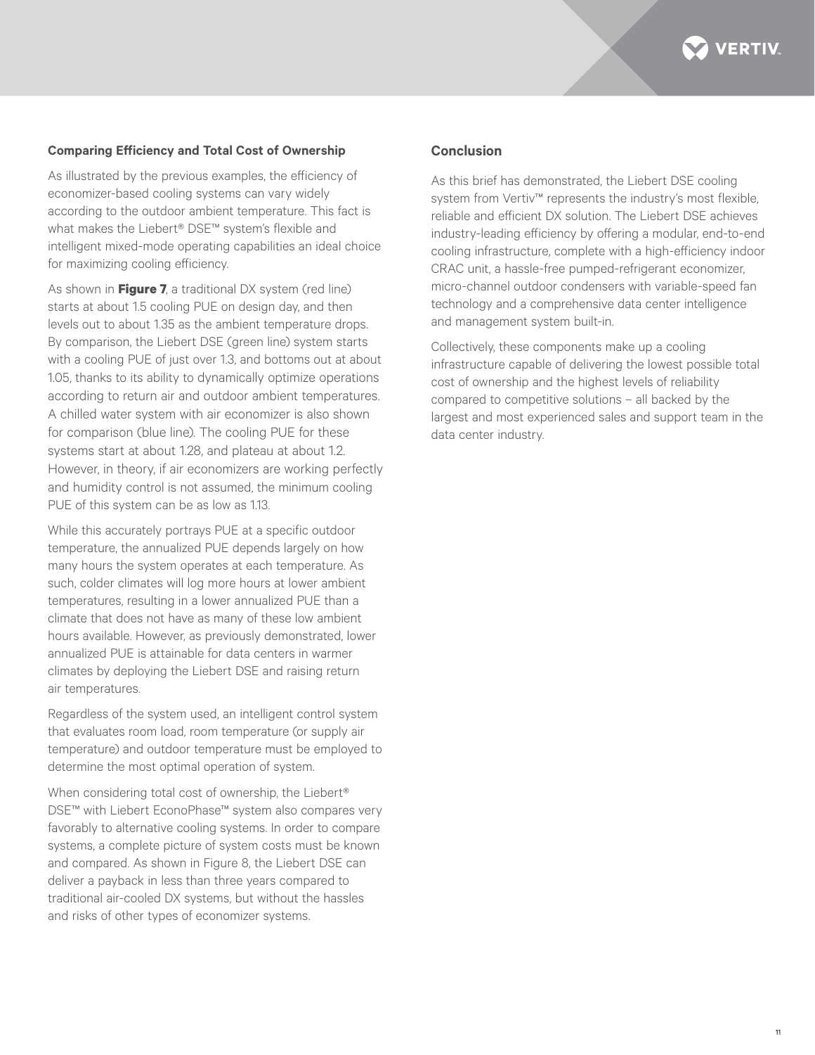### Comparing Efficiency and Total Cost of Ownership

As illustrated by the previous examples, the efficiency of economizer-based cooling systems can vary widely according to the outdoor ambient temperature. This fact is what makes the Liebert® DSE™ system's flexible and intelligent mixed-mode operating capabilities an ideal choice for maximizing cooling efficiency.

As shown in **Figure 7**, a traditional DX system (red line) starts at about 1.5 cooling PUE on design day, and then levels out to about 1.35 as the ambient temperature drops. By comparison, the Liebert DSE (green line) system starts with a cooling PUE of just over 1.3, and bottoms out at about 1.05, thanks to its ability to dynamically optimize operations according to return air and outdoor ambient temperatures. A chilled water system with air economizer is also shown for comparison (blue line). The cooling PUE for these systems start at about 1.28, and plateau at about 1.2. However, in theory, if air economizers are working perfectly and humidity control is not assumed, the minimum cooling PUE of this system can be as low as 1.13.

While this accurately portrays PUE at a specific outdoor temperature, the annualized PUE depends largely on how many hours the system operates at each temperature. As such, colder climates will log more hours at lower ambient temperatures, resulting in a lower annualized PUE than a climate that does not have as many of these low ambient hours available. However, as previously demonstrated, lower annualized PUE is attainable for data centers in warmer climates by deploying the Liebert DSE and raising return air temperatures.

Regardless of the system used, an intelligent control system that evaluates room load, room temperature (or supply air temperature) and outdoor temperature must be employed to determine the most optimal operation of system.

When considering total cost of ownership, the Liebert® DSE™ with Liebert EconoPhase™ system also compares very favorably to alternative cooling systems. In order to compare systems, a complete picture of system costs must be known and compared. As shown in Figure 8, the Liebert DSE can deliver a payback in less than three years compared to traditional air-cooled DX systems, but without the hassles and risks of other types of economizer systems.

## Conclusion

As this brief has demonstrated, the Liebert DSE cooling system from Vertiv™ represents the industry's most flexible, reliable and efficient DX solution. The Liebert DSE achieves industry-leading efficiency by offering a modular, end-to-end cooling infrastructure, complete with a high-efficiency indoor CRAC unit, a hassle-free pumped-refrigerant economizer, micro-channel outdoor condensers with variable-speed fan technology and a comprehensive data center intelligence and management system built-in.

Collectively, these components make up a cooling infrastructure capable of delivering the lowest possible total cost of ownership and the highest levels of reliability compared to competitive solutions – all backed by the largest and most experienced sales and support team in the data center industry.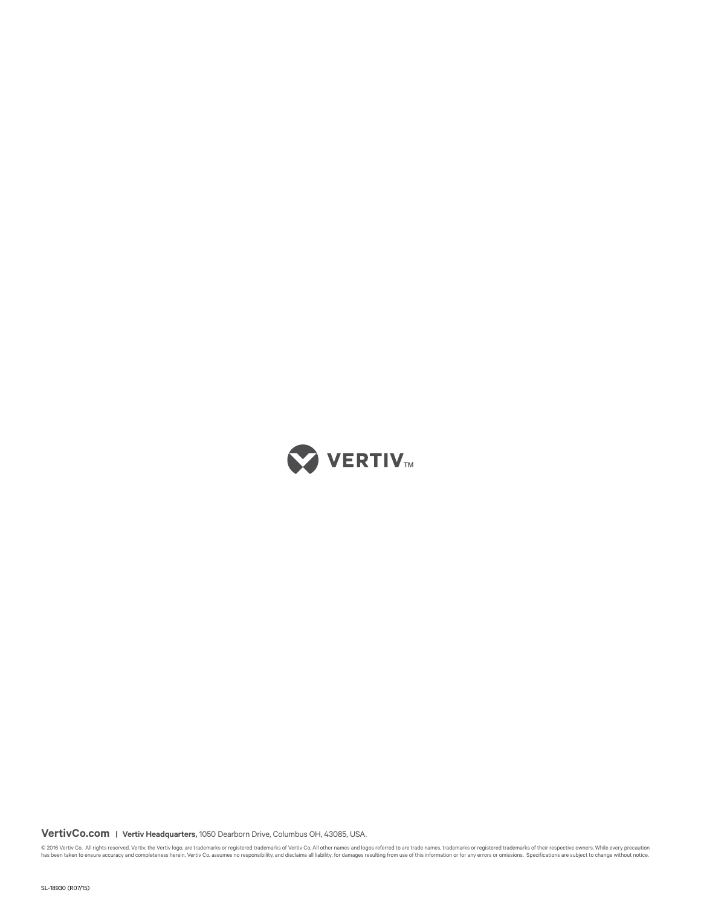VERTIV™

**VertivCo.com** | **Vertiv Headquarters,** 1050 Dearborn Drive, Columbus OH, 43085, USA.

© 2016 Vertiv Co. All rights reserved. Vertiv, the Vertiv logo, are trademarks or registered trademarks of Vertiv Co. All other names and logos referred to are trade names, trademarks or registered trademarks of their respective owners. While every precaution has been taken to ensure accuracy and completeness herein, Vertiv Co. assumes no responsibility, and disclaims all liability, for damages resulting from use of this information or for any errors or omissions. Specifications are subject to change without notice.

SL-18930 (R07/15)